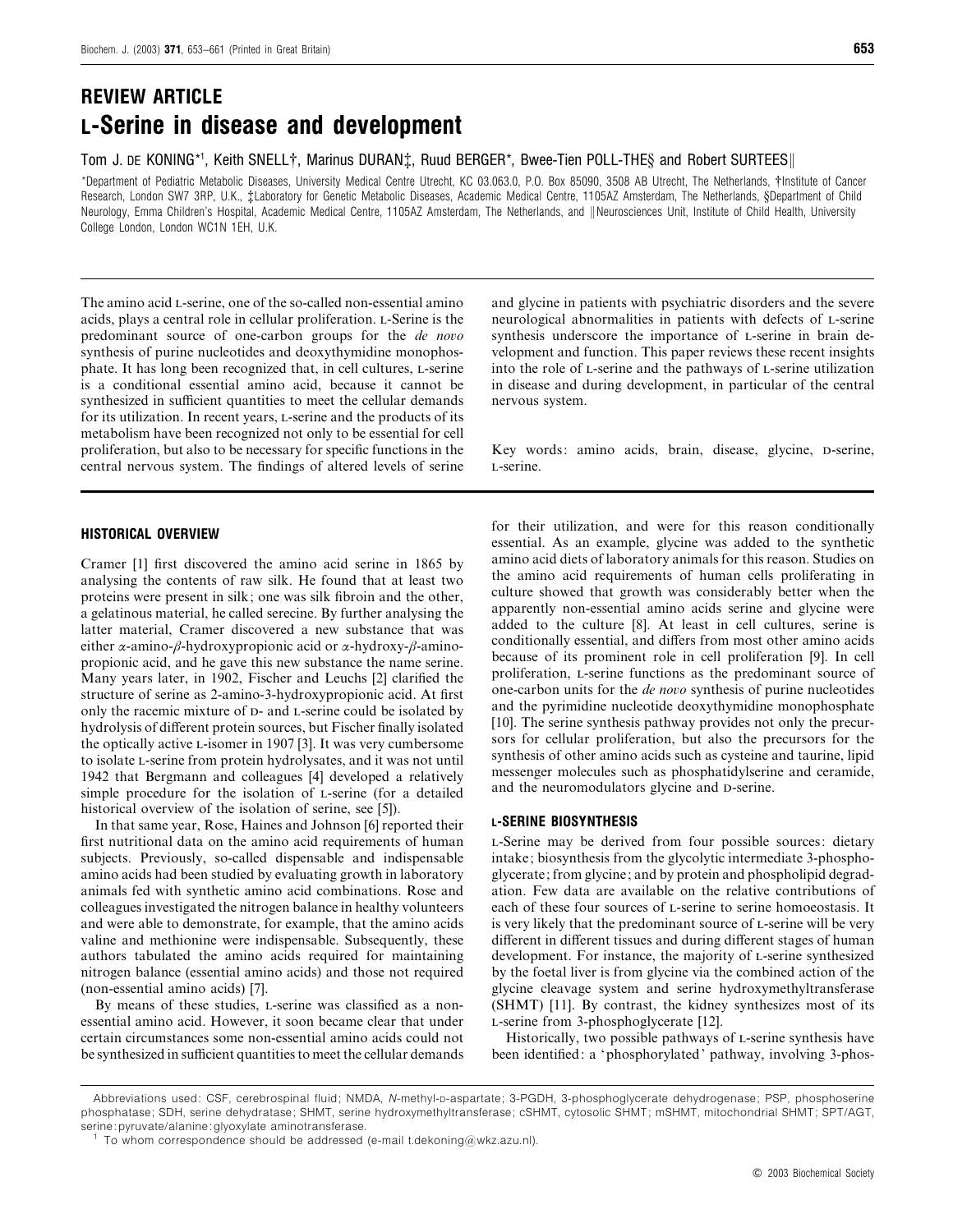# REVIEW ARTICLE

# L-Serine in disease and development

Tom J. DE KONING*[1], Keith SNELL†, Marinus DURAN‡, Ruud BERGER*, Bwee-Tien POLL-THE§ and Robert SURTEES‖

*Department of Pediatric Metabolic Diseases, University Medical Centre Utrecht, KC 03.063.0, P.O. Box 85090, 3508 AB Utrecht, The Netherlands, †Institute of Cancer Research, London SW7 3RP, U.K., ‡Laboratory for Genetic Metabolic Diseases, Academic Medical Centre, 1105AZ Amsterdam, The Netherlands, §Department of Child Neurology, Emma Children's Hospital, Academic Medical Centre, 1105AZ Amsterdam, The Netherlands, and ‖Neurosciences Unit, Institute of Child Health, University College London, London WC1N 1EH, U.K.

The amino acid L-serine, one of the so-called non-essential amino acids, plays a central role in cellular proliferation. L-Serine is the predominant source of one-carbon groups for the *de novo* synthesis of purine nucleotides and deoxythymidine monophosphate. It has long been recognized that, in cell cultures, L-serine is a conditional essential amino acid, because it cannot be synthesized in sufficient quantities to meet the cellular demands for its utilization. In recent years, L-serine and the products of its metabolism have been recognized not only to be essential for cell proliferation, but also to be necessary for specific functions in the central nervous system. The findings of altered levels of serine and glycine in patients with psychiatric disorders and the severe neurological abnormalities in patients with defects of L-serine synthesis underscore the importance of L-serine in brain development and function. This paper reviews these recent insights into the role of L-serine and the pathways of L-serine utilization in disease and during development, in particular of the central nervous system.

Key words: amino acids, brain, disease, glycine, D-serine, L-serine.

## HISTORICAL OVERVIEW

Cramer [1] first discovered the amino acid serine in 1865 by analysing the contents of raw silk. He found that at least two proteins were present in silk; one was silk fibroin and the other, a gelatinous material, he called serecine. By further analysing the latter material, Cramer discovered a new substance that was either α-amino-β-hydroxypropionic acid or α-hydroxy-β-aminopropionic acid, and he gave this new substance the name serine. Many years later, in 1902, Fischer and Leuchs [2] clarified the structure of serine as 2-amino-3-hydroxypropionic acid. At first only the racemic mixture of D- and L-serine could be isolated by hydrolysis of different protein sources, but Fischer finally isolated the optically active L-isomer in 1907 [3]. It was very cumbersome to isolate L-serine from protein hydrolysates, and it was not until 1942 that Bergmann and colleagues [4] developed a relatively simple procedure for the isolation of L-serine (for a detailed historical overview of the isolation of serine, see [5]).

In that same year, Rose, Haines and Johnson [6] reported their first nutritional data on the amino acid requirements of human subjects. Previously, so-called dispensable and indispensable amino acids had been studied by evaluating growth in laboratory animals fed with synthetic amino acid combinations. Rose and colleagues investigated the nitrogen balance in healthy volunteers and were able to demonstrate, for example, that the amino acids valine and methionine were indispensable. Subsequently, these authors tabulated the amino acids required for maintaining nitrogen balance (essential amino acids) and those not required (non-essential amino acids) [7].

By means of these studies, L-serine was classified as a non-essential amino acid. However, it soon became clear that under certain circumstances some non-essential amino acids could not be synthesized in sufficient quantities to meet the cellular demands for their utilization, and were for this reason conditionally essential. As an example, glycine was added to the synthetic amino acid diets of laboratory animals for this reason. Studies on the amino acid requirements of human cells proliferating in culture showed that growth was considerably better when the apparently non-essential amino acids serine and glycine were added to the culture [8]. At least in cell cultures, serine is conditionally essential, and differs from most other amino acids because of its prominent role in cell proliferation [9]. In cell proliferation, L-serine functions as the predominant source of one-carbon units for the *de novo* synthesis of purine nucleotides and the pyrimidine nucleotide deoxythymidine monophosphate [10]. The serine synthesis pathway provides not only the precursors for cellular proliferation, but also the precursors for the synthesis of other amino acids such as cysteine and taurine, lipid messenger molecules such as phosphatidylserine and ceramide, and the neuromodulators glycine and D-serine.

## L-SERINE BIOSYNTHESIS

L-Serine may be derived from four possible sources: dietary intake; biosynthesis from the glycolytic intermediate 3-phosphoglycerate; from glycine; and by protein and phospholipid degradation. Few data are available on the relative contributions of each of these four sources of L-serine to serine homoeostasis. It is very likely that the predominant source of L-serine will be very different in different tissues and during different stages of human development. For instance, the majority of L-serine synthesized by the foetal liver is from glycine via the combined action of the glycine cleavage system and serine hydroxymethyltransferase (SHMT) [11]. By contrast, the kidney synthesizes most of its L-serine from 3-phosphoglycerate [12].

Historically, two possible pathways of L-serine synthesis have been identified: a 'phosphorylated' pathway, involving 3-phos-

Abbreviations used: CSF, cerebrospinal fluid; NMDA, *N*-methyl-D-aspartate; 3-PGDH, 3-phosphoglycerate dehydrogenase; PSP, phosphoserine phosphatase; SDH, serine dehydratase; SHMT, serine hydroxymethyltransferase; cSHMT, cytosolic SHMT; mSHMT, mitochondrial SHMT; SPT/AGT, serine:pyruvate/alanine:glyoxylate aminotransferase.

[1] To whom correspondence should be addressed (e-mail t.dekoning@wkz.azu.nl).

© 2003 Biochemical Society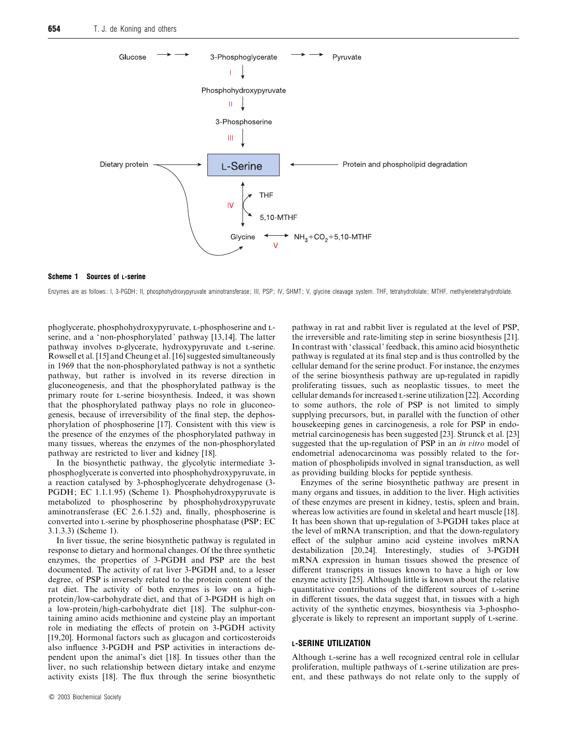**Scheme 1 Sources of L-serine**

Enzymes are as follows: I, 3-PGDH; II, phosphohydroxypyruvate aminotransferase; III, PSP; IV, SHMT; V, glycine cleavage system. THF, tetrahydrofolate; MTHF, methylenetetrahydrofolate.

phoglycerate, phosphohydroxypyruvate, L-phosphoserine and L-serine, and a 'non-phosphorylated' pathway [13,14]. The latter pathway involves D-glycerate, hydroxypyruvate and L-serine. Rowsell et al. [15] and Cheung et al. [16] suggested simultaneously in 1969 that the non-phosphorylated pathway is not a synthetic pathway, but rather is involved in its reverse direction in gluconeogenesis, and that the phosphorylated pathway is the primary route for L-serine biosynthesis. Indeed, it was shown that the phosphorylated pathway plays no role in gluconeogenesis, because of irreversibility of the final step, the dephosphorylation of phosphoserine [17]. Consistent with this view is the presence of the enzymes of the phosphorylated pathway in many tissues, whereas the enzymes of the non-phosphorylated pathway are restricted to liver and kidney [18].

In the biosynthetic pathway, the glycolytic intermediate 3-phosphoglycerate is converted into phosphohydroxypyruvate, in a reaction catalysed by 3-phosphoglycerate dehydrogenase (3-PGDH; EC 1.1.1.95) (Scheme 1). Phosphohydroxypyruvate is metabolized to phosphoserine by phosphohydroxypyruvate aminotransferase (EC 2.6.1.52) and, finally, phosphoserine is converted into L-serine by phosphoserine phosphatase (PSP; EC 3.1.3.3) (Scheme 1).

In liver tissue, the serine biosynthetic pathway is regulated in response to dietary and hormonal changes. Of the three synthetic enzymes, the properties of 3-PGDH and PSP are the best documented. The activity of rat liver 3-PGDH and, to a lesser degree, of PSP is inversely related to the protein content of the rat diet. The activity of both enzymes is low on a high-protein/low-carbohydrate diet, and that of 3-PGDH is high on a low-protein/high-carbohydrate diet [18]. The sulphur-containing amino acids methionine and cysteine play an important role in mediating the effects of protein on 3-PGDH activity [19,20]. Hormonal factors such as glucagon and corticosteroids also influence 3-PGDH and PSP activities in interactions dependent upon the animal's diet [18]. In tissues other than the liver, no such relationship between dietary intake and enzyme activity exists [18]. The flux through the serine biosynthetic pathway in rat and rabbit liver is regulated at the level of PSP, the irreversible and rate-limiting step in serine biosynthesis [21]. In contrast with 'classical' feedback, this amino acid biosynthetic pathway is regulated at its final step and is thus controlled by the cellular demand for the serine product. For instance, the enzymes of the serine biosynthesis pathway are up-regulated in rapidly proliferating tissues, such as neoplastic tissues, to meet the cellular demands for increased L-serine utilization [22]. According to some authors, the role of PSP is not limited to simply supplying precursors, but, in parallel with the function of other housekeeping genes in carcinogenesis, a role for PSP in endometrial carcinogenesis has been suggested [23]. Strunck et al. [23] suggested that the up-regulation of PSP in an *in vitro* model of endometrial adenocarcinoma was possibly related to the formation of phospholipids involved in signal transduction, as well as providing building blocks for peptide synthesis.

Enzymes of the serine biosynthetic pathway are present in many organs and tissues, in addition to the liver. High activities of these enzymes are present in kidney, testis, spleen and brain, whereas low activities are found in skeletal and heart muscle [18]. It has been shown that up-regulation of 3-PGDH takes place at the level of mRNA transcription, and that the down-regulatory effect of the sulphur amino acid cysteine involves mRNA destabilization [20,24]. Interestingly, studies of 3-PGDH mRNA expression in human tissues showed the presence of different transcripts in tissues known to have a high or low enzyme activity [25]. Although little is known about the relative quantitative contributions of the different sources of L-serine in different tissues, the data suggest that, in tissues with a high activity of the synthetic enzymes, biosynthesis via 3-phosphoglycerate is likely to represent an important supply of L-serine.

## L-SERINE UTILIZATION

Although L-serine has a well recognized central role in cellular proliferation, multiple pathways of L-serine utilization are present, and these pathways do not relate only to the supply of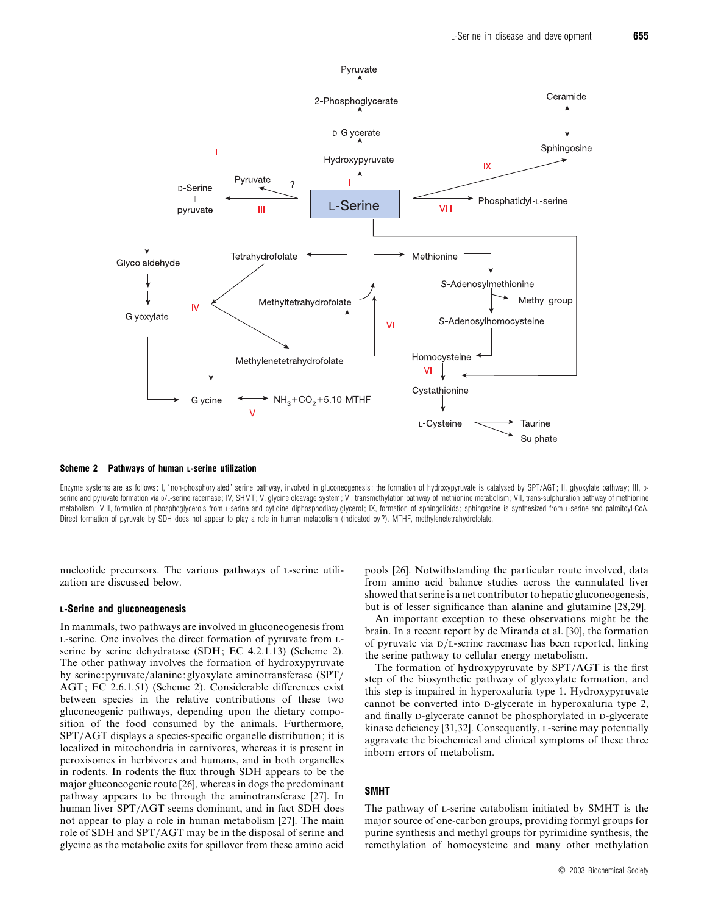**Scheme 2 Pathways of human L-serine utilization**

Enzyme systems are as follows: I, 'non-phosphorylated' serine pathway, involved in gluconeogenesis; the formation of hydroxypyruvate is catalysed by SPT/AGT; II, glyoxylate pathway; III, D-serine and pyruvate formation via D/L-serine racemase; IV, SHMT; V, glycine cleavage system; VI, transmethylation pathway of methionine metabolism; VII, trans-sulphuration pathway of methionine metabolism; VIII, formation of phosphoglycerols from L-serine and cytidine diphosphodiacylglycerol; IX, formation of sphingolipids; sphingosine is synthesized from L-serine and palmitoyl-CoA. Direct formation of pyruvate by SDH does not appear to play a role in human metabolism (indicated by ?). MTHF, methylenetetrahydrofolate.

nucleotide precursors. The various pathways of L-serine utilization are discussed below.

### L-Serine and gluconeogenesis

In mammals, two pathways are involved in gluconeogenesis from L-serine. One involves the direct formation of pyruvate from L-serine by serine dehydratase (SDH; EC 4.2.1.13) (Scheme 2). The other pathway involves the formation of hydroxypyruvate by serine:pyruvate/alanine:glyoxylate aminotransferase (SPT/AGT; EC 2.6.1.51) (Scheme 2). Considerable differences exist between species in the relative contributions of these two gluconeogenic pathways, depending upon the dietary composition of the food consumed by the animals. Furthermore, SPT/AGT displays a species-specific organelle distribution; it is localized in mitochondria in carnivores, whereas it is present in peroxisomes in herbivores and humans, and in both organelles in rodents. In rodents the flux through SDH appears to be the major gluconeogenic route [26], whereas in dogs the predominant pathway appears to be through the aminotransferase [27]. In human liver SPT/AGT seems dominant, and in fact SDH does not appear to play a role in human metabolism [27]. The main role of SDH and SPT/AGT may be in the disposal of serine and glycine as the metabolic exits for spillover from these amino acid pools [26]. Notwithstanding the particular route involved, data from amino acid balance studies across the cannulated liver showed that serine is a net contributor to hepatic gluconeogenesis, but is of lesser significance than alanine and glutamine [28,29].

An important exception to these observations might be the brain. In a recent report by de Miranda et al. [30], the formation of pyruvate via D/L-serine racemase has been reported, linking the serine pathway to cellular energy metabolism.

The formation of hydroxypyruvate by SPT/AGT is the first step of the biosynthetic pathway of glyoxylate formation, and this step is impaired in hyperoxaluria type 1. Hydroxypyruvate cannot be converted into D-glycerate in hyperoxaluria type 2, and finally D-glycerate cannot be phosphorylated in D-glycerate kinase deficiency [31,32]. Consequently, L-serine may potentially aggravate the biochemical and clinical symptoms of these three inborn errors of metabolism.

### SMHT

The pathway of L-serine catabolism initiated by SMHT is the major source of one-carbon groups, providing formyl groups for purine synthesis and methyl groups for pyrimidine synthesis, the remethylation of homocysteine and many other methylation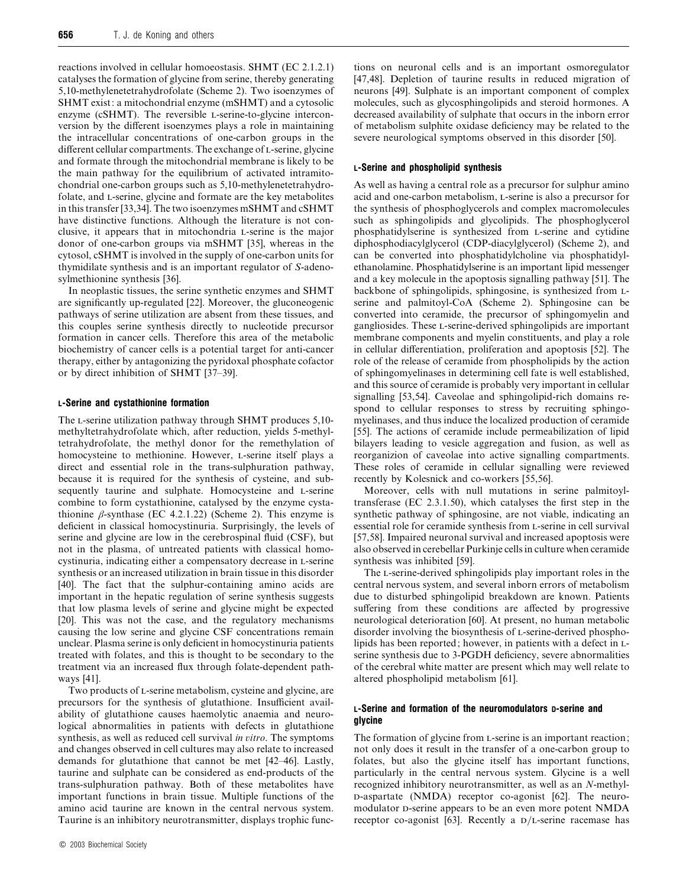reactions involved in cellular homoeostasis. SHMT (EC 2.1.2.1) catalyses the formation of glycine from serine, thereby generating 5,10-methylenetetrahydrofolate (Scheme 2). Two isoenzymes of SHMT exist: a mitochondrial enzyme (mSHMT) and a cytosolic enzyme (cSHMT). The reversible L-serine-to-glycine interconversion by the different isoenzymes plays a role in maintaining the intracellular concentrations of one-carbon groups in the different cellular compartments. The exchange of L-serine, glycine and formate through the mitochondrial membrane is likely to be the main pathway for the equilibrium of activated intramitochondrial one-carbon groups such as 5,10-methylenetetrahydrofolate, and L-serine, glycine and formate are the key metabolites in this transfer [33,34]. The two isoenzymes mSHMT and cSHMT have distinctive functions. Although the literature is not conclusive, it appears that in mitochondria L-serine is the major donor of one-carbon groups via mSHMT [35], whereas in the cytosol, cSHMT is involved in the supply of one-carbon units for thymidilate synthesis and is an important regulator of *S*-adenosylmethionine synthesis [36].

In neoplastic tissues, the serine synthetic enzymes and SHMT are significantly up-regulated [22]. Moreover, the gluconeogenic pathways of serine utilization are absent from these tissues, and this couples serine synthesis directly to nucleotide precursor formation in cancer cells. Therefore this area of the metabolic biochemistry of cancer cells is a potential target for anti-cancer therapy, either by antagonizing the pyridoxal phosphate cofactor or by direct inhibition of SHMT [37–39].

### L-Serine and cystathionine formation

The L-serine utilization pathway through SHMT produces 5,10-methyltetrahydrofolate which, after reduction, yields 5-methyltetrahydrofolate, the methyl donor for the remethylation of homocysteine to methionine. However, L-serine itself plays a direct and essential role in the trans-sulphuration pathway, because it is required for the synthesis of cysteine, and subsequently taurine and sulphate. Homocysteine and L-serine combine to form cystathionine, catalysed by the enzyme cystathionine $\beta$-synthase (EC 4.2.1.22) (Scheme 2). This enzyme is deficient in classical homocystinuria. Surprisingly, the levels of serine and glycine are low in the cerebrospinal fluid (CSF), but not in the plasma, of untreated patients with classical homocystinuria, indicating either a compensatory decrease in L-serine synthesis or an increased utilization in brain tissue in this disorder [40]. The fact that the sulphur-containing amino acids are important in the hepatic regulation of serine synthesis suggests that low plasma levels of serine and glycine might be expected [20]. This was not the case, and the regulatory mechanisms causing the low serine and glycine CSF concentrations remain unclear. Plasma serine is only deficient in homocystinuria patients treated with folates, and this is thought to be secondary to the treatment via an increased flux through folate-dependent pathways [41].

Two products of L-serine metabolism, cysteine and glycine, are precursors for the synthesis of glutathione. Insufficient availability of glutathione causes haemolytic anaemia and neurological abnormalities in patients with defects in glutathione synthesis, as well as reduced cell survival *in vitro*. The symptoms and changes observed in cell cultures may also relate to increased demands for glutathione that cannot be met [42–46]. Lastly, taurine and sulphate can be considered as end-products of the trans-sulphuration pathway. Both of these metabolites have important functions in brain tissue. Multiple functions of the amino acid taurine are known in the central nervous system. Taurine is an inhibitory neurotransmitter, displays trophic functions on neuronal cells and is an important osmoregulator [47,48]. Depletion of taurine results in reduced migration of neurons [49]. Sulphate is an important component of complex molecules, such as glycosphingolipids and steroid hormones. A decreased availability of sulphate that occurs in the inborn error of metabolism sulphite oxidase deficiency may be related to the severe neurological symptoms observed in this disorder [50].

### L-Serine and phospholipid synthesis

As well as having a central role as a precursor for sulphur amino acid and one-carbon metabolism, L-serine is also a precursor for the synthesis of phosphoglycerols and complex macromolecules such as sphingolipids and glycolipids. The phosphoglycerol phosphatidylserine is synthesized from L-serine and cytidine diphosphodiacylglycerol (CDP-diacylglycerol) (Scheme 2), and can be converted into phosphatidylcholine via phosphatidylethanolamine. Phosphatidylserine is an important lipid messenger and a key molecule in the apoptosis signalling pathway [51]. The backbone of sphingolipids, sphingosine, is synthesized from L-serine and palmitoyl-CoA (Scheme 2). Sphingosine can be converted into ceramide, the precursor of sphingomyelin and gangliosides. These L-serine-derived sphingolipids are important membrane components and myelin constituents, and play a role in cellular differentiation, proliferation and apoptosis [52]. The role of the release of ceramide from phospholipids by the action of sphingomyelinases in determining cell fate is well established, and this source of ceramide is probably very important in cellular signalling [53,54]. Caveolae and sphingolipid-rich domains respond to cellular responses to stress by recruiting sphingomyelinases, and thus induce the localized production of ceramide [55]. The actions of ceramide include permeabilization of lipid bilayers leading to vesicle aggregation and fusion, as well as reorganizion of caveolae into active signalling compartments. These roles of ceramide in cellular signalling were reviewed recently by Kolesnick and co-workers [55,56].

Moreover, cells with null mutations in serine palmitoyltransferase (EC 2.3.1.50), which catalyses the first step in the synthetic pathway of sphingosine, are not viable, indicating an essential role for ceramide synthesis from L-serine in cell survival [57,58]. Impaired neuronal survival and increased apoptosis were also observed in cerebellar Purkinje cells in culture when ceramide synthesis was inhibited [59].

The L-serine-derived sphingolipids play important roles in the central nervous system, and several inborn errors of metabolism due to disturbed sphingolipid breakdown are known. Patients suffering from these conditions are affected by progressive neurological deterioration [60]. At present, no human metabolic disorder involving the biosynthesis of L-serine-derived phospholipids has been reported; however, in patients with a defect in L-serine synthesis due to 3-PGDH deficiency, severe abnormalities of the cerebral white matter are present which may well relate to altered phospholipid metabolism [61].

### L-Serine and formation of the neuromodulators D-serine and glycine

The formation of glycine from L-serine is an important reaction; not only does it result in the transfer of a one-carbon group to folates, but also the glycine itself has important functions, particularly in the central nervous system. Glycine is a well recognized inhibitory neurotransmitter, as well as an *N*-methyl-D-aspartate (NMDA) receptor co-agonist [62]. The neuromodulator D-serine appears to be an even more potent NMDA receptor co-agonist [63]. Recently a D/L-serine racemase has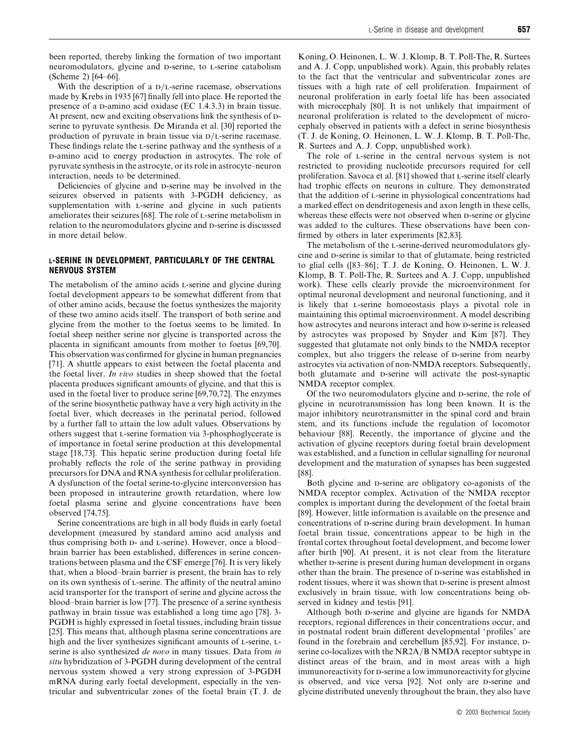been reported, thereby linking the formation of two important neuromodulators, glycine and D-serine, to L-serine catabolism (Scheme 2) [64–66].

With the description of a D/L-serine racemase, observations made by Krebs in 1935 [67] finally fell into place. He reported the presence of a D-amino acid oxidase (EC 1.4.3.3) in brain tissue. At present, new and exciting observations link the synthesis of D-serine to pyruvate synthesis. De Miranda et al. [30] reported the production of pyruvate in brain tissue via D/L-serine racemase. These findings relate the L-serine pathway and the synthesis of a D-amino acid to energy production in astrocytes. The role of pyruvate synthesis in the astrocyte, or its role in astrocyte–neuron interaction, needs to be determined.

Deficiencies of glycine and D-serine may be involved in the seizures observed in patients with 3-PGDH deficiency, as supplementation with L-serine and glycine in such patients ameliorates their seizures [68]. The role of L-serine metabolism in relation to the neuromodulators glycine and D-serine is discussed in more detail below.

## L-SERINE IN DEVELOPMENT, PARTICULARLY OF THE CENTRAL NERVOUS SYSTEM

The metabolism of the amino acids L-serine and glycine during foetal development appears to be somewhat different from that of other amino acids, because the foetus synthesizes the majority of these two amino acids itself. The transport of both serine and glycine from the mother to the foetus seems to be limited. In foetal sheep neither serine nor glycine is transported across the placenta in significant amounts from mother to foetus [69,70]. This observation was confirmed for glycine in human pregnancies [71]. A shuttle appears to exist between the foetal placenta and the foetal liver. *In vivo* studies in sheep showed that the foetal placenta produces significant amounts of glycine, and that this is used in the foetal liver to produce serine [69,70,72]. The enzymes of the serine biosynthetic pathway have a very high activity in the foetal liver, which decreases in the perinatal period, followed by a further fall to attain the low adult values. Observations by others suggest that L-serine formation via 3-phosphoglycerate is of importance in foetal serine production at this developmental stage [18,73]. This hepatic serine production during foetal life probably reflects the role of the serine pathway in providing precursors for DNA and RNA synthesis for cellular proliferation. A dysfunction of the foetal serine-to-glycine interconversion has been proposed in intrauterine growth retardation, where low foetal plasma serine and glycine concentrations have been observed [74,75].

Serine concentrations are high in all body fluids in early foetal development (measured by standard amino acid analysis and thus comprising both D- and L-serine). However, once a blood–brain barrier has been established, differences in serine concentrations between plasma and the CSF emerge [76]. It is very likely that, when a blood–brain barrier is present, the brain has to rely on its own synthesis of L-serine. The affinity of the neutral amino acid transporter for the transport of serine and glycine across the blood–brain barrier is low [77]. The presence of a serine synthesis pathway in brain tissue was established a long time ago [78]. 3-PGDH is highly expressed in foetal tissues, including brain tissue [25]. This means that, although plasma serine concentrations are high and the liver synthesizes significant amounts of L-serine, L-serine is also synthesized *de novo* in many tissues. Data from *in situ* hybridization of 3-PGDH during development of the central nervous system showed a very strong expression of 3-PGDH mRNA during early foetal development, especially in the ventricular and subventricular zones of the foetal brain (T. J. de Koning, O. Heinonen, L. W. J. Klomp, B. T. Poll-The, R. Surtees and A. J. Copp, unpublished work). Again, this probably relates to the fact that the ventricular and subventricular zones are tissues with a high rate of cell proliferation. Impairment of neuronal proliferation in early foetal life has been associated with microcephaly [80]. It is not unlikely that impairment of neuronal proliferation is related to the development of microcephaly observed in patients with a defect in serine biosynthesis (T. J. de Koning, O. Heinonen, L. W. J. Klomp, B. T. Poll-The, R. Surtees and A. J. Copp, unpublished work).

The role of L-serine in the central nervous system is not restricted to providing nucleotide precursors required for cell proliferation. Savoca et al. [81] showed that L-serine itself clearly had trophic effects on neurons in culture. They demonstrated that the addition of L-serine in physiological concentrations had a marked effect on dendritogenesis and axon length in these cells, whereas these effects were not observed when D-serine or glycine was added to the cultures. These observations have been confirmed by others in later experiments [82,83].

The metabolism of the L-serine-derived neuromodulators glycine and D-serine is similar to that of glutamate, being restricted to glial cells ([83–86]; T. J. de Koning, O. Heinonen, L. W. J. Klomp, B. T. Poll-The, R. Surtees and A. J. Copp, unpublished work). These cells clearly provide the microenvironment for optimal neuronal development and neuronal functioning, and it is likely that L-serine homoeostasis plays a pivotal role in maintaining this optimal microenvironment. A model describing how astrocytes and neurons interact and how D-serine is released by astrocytes was proposed by Snyder and Kim [87]. They suggested that glutamate not only binds to the NMDA receptor complex, but also triggers the release of D-serine from nearby astrocytes via activation of non-NMDA receptors. Subsequently, both glutamate and D-serine will activate the post-synaptic NMDA receptor complex.

Of the two neuromodulators glycine and D-serine, the role of glycine in neurotransmission has long been known. It is the major inhibitory neurotransmitter in the spinal cord and brain stem, and its functions include the regulation of locomotor behaviour [88]. Recently, the importance of glycine and the activation of glycine receptors during foetal brain development was established, and a function in cellular signalling for neuronal development and the maturation of synapses has been suggested [88].

Both glycine and D-serine are obligatory co-agonists of the NMDA receptor complex. Activation of the NMDA receptor complex is important during the development of the foetal brain [89]. However, little information is available on the presence and concentrations of D-serine during brain development. In human foetal brain tissue, concentrations appear to be high in the frontal cortex throughout foetal development, and become lower after birth [90]. At present, it is not clear from the literature whether D-serine is present during human development in organs other than the brain. The presence of D-serine was established in rodent tissues, where it was shown that D-serine is present almost exclusively in brain tissue, with low concentrations being observed in kidney and testis [91].

Although both D-serine and glycine are ligands for NMDA receptors, regional differences in their concentrations occur, and in postnatal rodent brain different developmental 'profiles' are found in the forebrain and cerebellum [85,92]. For instance, D-serine co-localizes with the NR2A/B NMDA receptor subtype in distinct areas of the brain, and in most areas with a high immunoreactivity for D-serine a low immunoreactivity for glycine is observed, and vice versa [92]. Not only are D-serine and glycine distributed unevenly throughout the brain, they also have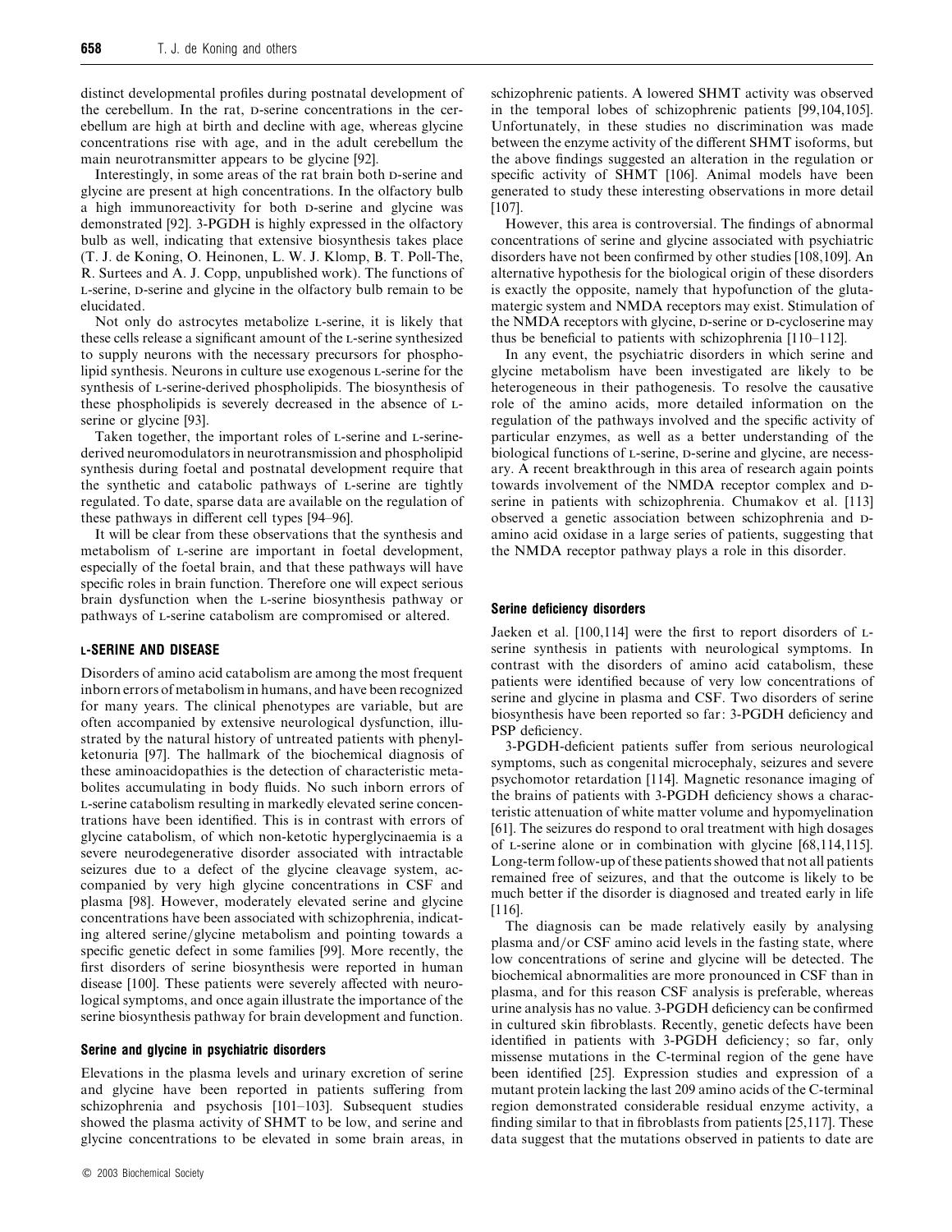distinct developmental profiles during postnatal development of the cerebellum. In the rat, D-serine concentrations in the cerebellum are high at birth and decline with age, whereas glycine concentrations rise with age, and in the adult cerebellum the main neurotransmitter appears to be glycine [92].

Interestingly, in some areas of the rat brain both D-serine and glycine are present at high concentrations. In the olfactory bulb a high immunoreactivity for both D-serine and glycine was demonstrated [92]. 3-PGDH is highly expressed in the olfactory bulb as well, indicating that extensive biosynthesis takes place (T. J. de Koning, O. Heinonen, L. W. J. Klomp, B. T. Poll-The, R. Surtees and A. J. Copp, unpublished work). The functions of L-serine, D-serine and glycine in the olfactory bulb remain to be elucidated.

Not only do astrocytes metabolize L-serine, it is likely that these cells release a significant amount of the L-serine synthesized to supply neurons with the necessary precursors for phospholipid synthesis. Neurons in culture use exogenous L-serine for the synthesis of L-serine-derived phospholipids. The biosynthesis of these phospholipids is severely decreased in the absence of L-serine or glycine [93].

Taken together, the important roles of L-serine and L-serine-derived neuromodulators in neurotransmission and phospholipid synthesis during foetal and postnatal development require that the synthetic and catabolic pathways of L-serine are tightly regulated. To date, sparse data are available on the regulation of these pathways in different cell types [94–96].

It will be clear from these observations that the synthesis and metabolism of L-serine are important in foetal development, especially of the foetal brain, and that these pathways will have specific roles in brain function. Therefore one will expect serious brain dysfunction when the L-serine biosynthesis pathway or pathways of L-serine catabolism are compromised or altered.

## L-SERINE AND DISEASE

Disorders of amino acid catabolism are among the most frequent inborn errors of metabolism in humans, and have been recognized for many years. The clinical phenotypes are variable, but are often accompanied by extensive neurological dysfunction, illustrated by the natural history of untreated patients with phenylketonuria [97]. The hallmark of the biochemical diagnosis of these aminoacidopathies is the detection of characteristic metabolites accumulating in body fluids. No such inborn errors of L-serine catabolism resulting in markedly elevated serine concentrations have been identified. This is in contrast with errors of glycine catabolism, of which non-ketotic hyperglycinaemia is a severe neurodegenerative disorder associated with intractable seizures due to a defect of the glycine cleavage system, accompanied by very high glycine concentrations in CSF and plasma [98]. However, moderately elevated serine and glycine concentrations have been associated with schizophrenia, indicating altered serine/glycine metabolism and pointing towards a specific genetic defect in some families [99]. More recently, the first disorders of serine biosynthesis were reported in human disease [100]. These patients were severely affected with neurological symptoms, and once again illustrate the importance of the serine biosynthesis pathway for brain development and function.

### Serine and glycine in psychiatric disorders

Elevations in the plasma levels and urinary excretion of serine and glycine have been reported in patients suffering from schizophrenia and psychosis [101–103]. Subsequent studies showed the plasma activity of SHMT to be low, and serine and glycine concentrations to be elevated in some brain areas, in schizophrenic patients. A lowered SHMT activity was observed in the temporal lobes of schizophrenic patients [99,104,105]. Unfortunately, in these studies no discrimination was made between the enzyme activity of the different SHMT isoforms, but the above findings suggested an alteration in the regulation or specific activity of SHMT [106]. Animal models have been generated to study these interesting observations in more detail [107].

However, this area is controversial. The findings of abnormal concentrations of serine and glycine associated with psychiatric disorders have not been confirmed by other studies [108,109]. An alternative hypothesis for the biological origin of these disorders is exactly the opposite, namely that hypofunction of the glutamatergic system and NMDA receptors may exist. Stimulation of the NMDA receptors with glycine, D-serine or D-cycloserine may thus be beneficial to patients with schizophrenia [110–112].

In any event, the psychiatric disorders in which serine and glycine metabolism have been investigated are likely to be heterogeneous in their pathogenesis. To resolve the causative role of the amino acids, more detailed information on the regulation of the pathways involved and the specific activity of particular enzymes, as well as a better understanding of the biological functions of L-serine, D-serine and glycine, are necessary. A recent breakthrough in this area of research again points towards involvement of the NMDA receptor complex and D-serine in patients with schizophrenia. Chumakov et al. [113] observed a genetic association between schizophrenia and D-amino acid oxidase in a large series of patients, suggesting that the NMDA receptor pathway plays a role in this disorder.

### Serine deficiency disorders

Jaeken et al. [100,114] were the first to report disorders of L-serine synthesis in patients with neurological symptoms. In contrast with the disorders of amino acid catabolism, these patients were identified because of very low concentrations of serine and glycine in plasma and CSF. Two disorders of serine biosynthesis have been reported so far: 3-PGDH deficiency and PSP deficiency.

3-PGDH-deficient patients suffer from serious neurological symptoms, such as congenital microcephaly, seizures and severe psychomotor retardation [114]. Magnetic resonance imaging of the brains of patients with 3-PGDH deficiency shows a characteristic attenuation of white matter volume and hypomyelination [61]. The seizures do respond to oral treatment with high dosages of L-serine alone or in combination with glycine [68,114,115]. Long-term follow-up of these patients showed that not all patients remained free of seizures, and that the outcome is likely to be much better if the disorder is diagnosed and treated early in life [116].

The diagnosis can be made relatively easily by analysing plasma and/or CSF amino acid levels in the fasting state, where low concentrations of serine and glycine will be detected. The biochemical abnormalities are more pronounced in CSF than in plasma, and for this reason CSF analysis is preferable, whereas urine analysis has no value. 3-PGDH deficiency can be confirmed in cultured skin fibroblasts. Recently, genetic defects have been identified in patients with 3-PGDH deficiency; so far, only missense mutations in the C-terminal region of the gene have been identified [25]. Expression studies and expression of a mutant protein lacking the last 209 amino acids of the C-terminal region demonstrated considerable residual enzyme activity, a finding similar to that in fibroblasts from patients [25,117]. These data suggest that the mutations observed in patients to date are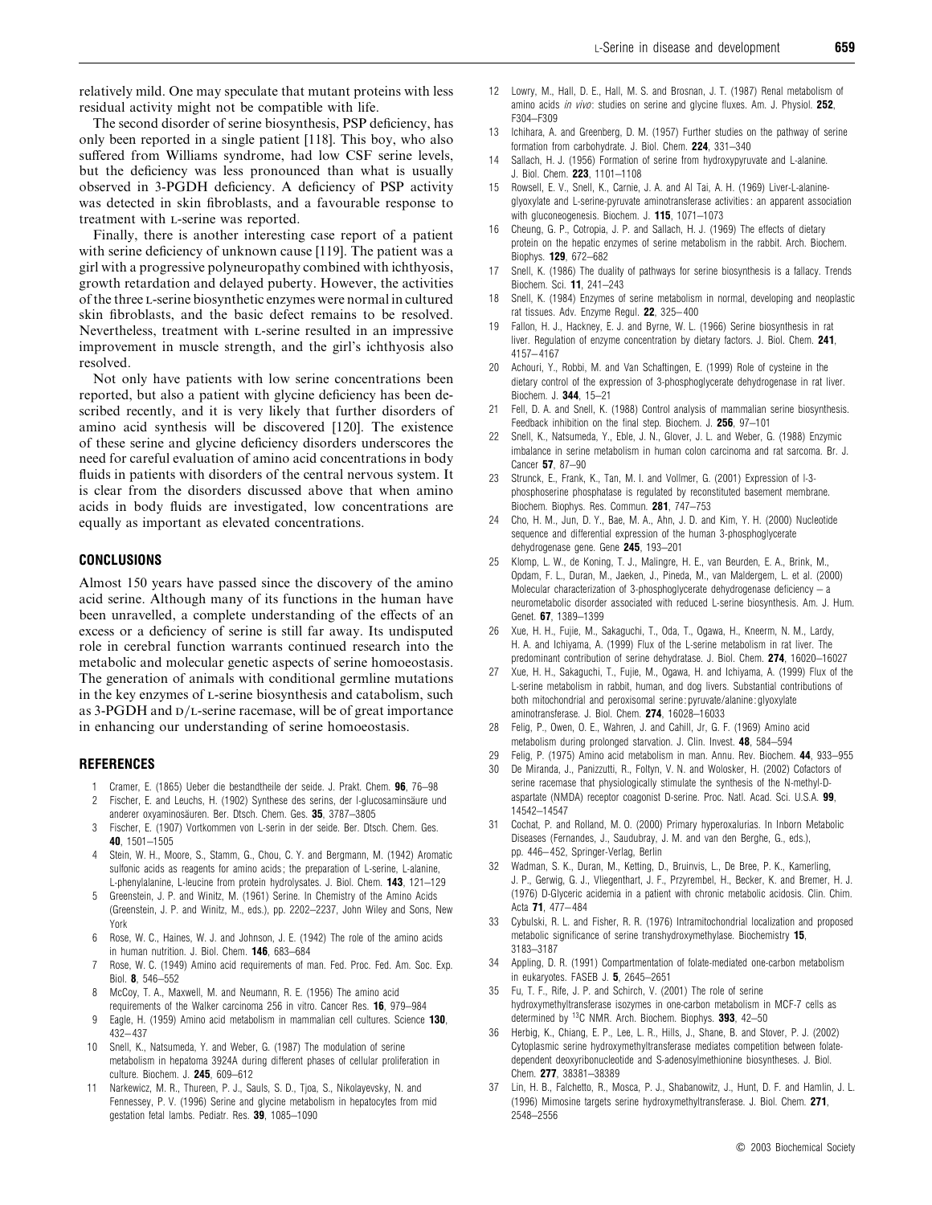relatively mild. One may speculate that mutant proteins with less residual activity might not be compatible with life.

The second disorder of serine biosynthesis, PSP deficiency, has only been reported in a single patient [118]. This boy, who also suffered from Williams syndrome, had low CSF serine levels, but the deficiency was less pronounced than what is usually observed in 3-PGDH deficiency. A deficiency of PSP activity was detected in skin fibroblasts, and a favourable response to treatment with L-serine was reported.

Finally, there is another interesting case report of a patient with serine deficiency of unknown cause [119]. The patient was a girl with a progressive polyneuropathy combined with ichthyosis, growth retardation and delayed puberty. However, the activities of the three L-serine biosynthetic enzymes were normal in cultured skin fibroblasts, and the basic defect remains to be resolved. Nevertheless, treatment with L-serine resulted in an impressive improvement in muscle strength, and the girl's ichthyosis also resolved.

Not only have patients with low serine concentrations been reported, but also a patient with glycine deficiency has been described recently, and it is very likely that further disorders of amino acid synthesis will be discovered [120]. The existence of these serine and glycine deficiency disorders underscores the need for careful evaluation of amino acid concentrations in body fluids in patients with disorders of the central nervous system. It is clear from the disorders discussed above that when amino acids in body fluids are investigated, low concentrations are equally as important as elevated concentrations.

## CONCLUSIONS

Almost 150 years have passed since the discovery of the amino acid serine. Although many of its functions in the human have been unravelled, a complete understanding of the effects of an excess or a deficiency of serine is still far away. Its undisputed role in cerebral function warrants continued research into the metabolic and molecular genetic aspects of serine homoeostasis. The generation of animals with conditional germline mutations in the key enzymes of L-serine biosynthesis and catabolism, such as 3-PGDH and D/L-serine racemase, will be of great importance in enhancing our understanding of serine homoeostasis.

## REFERENCES

1. Cramer, E. (1865) Ueber die bestandtheile der seide. J. Prakt. Chem. **96**, 76–98
2. Fischer, E. and Leuchs, H. (1902) Synthese des serins, der l-glucosaminsäure und anderer oxyaminosäuren. Ber. Dtsch. Chem. Ges. **35**, 3787–3805
3. Fischer, E. (1907) Vortkommen von L-serin in der seide. Ber. Dtsch. Chem. Ges. **40**, 1501–1505
4. Stein, W. H., Moore, S., Stamm, G., Chou, C. Y. and Bergmann, M. (1942) Aromatic sulfonic acids as reagents for amino acids; the preparation of L-serine, L-alanine, L-phenylalanine, L-leucine from protein hydrolysates. J. Biol. Chem. **143**, 121–129
5. Greenstein, J. P. and Winitz, M. (1961) Serine. In Chemistry of the Amino Acids (Greenstein, J. P. and Winitz, M., eds.), pp. 2202–2237, John Wiley and Sons, New York
6. Rose, W. C., Haines, W. J. and Johnson, J. E. (1942) The role of the amino acids in human nutrition. J. Biol. Chem. **146**, 683–684
7. Rose, W. C. (1949) Amino acid requirements of man. Fed. Proc. Fed. Am. Soc. Exp. Biol. **8**, 546–552
8. McCoy, T. A., Maxwell, M. and Neumann, R. E. (1956) The amino acid requirements of the Walker carcinoma 256 in vitro. Cancer Res. **16**, 979–984
9. Eagle, H. (1959) Amino acid metabolism in mammalian cell cultures. Science **130**, 432–437
10. Snell, K., Natsumeda, Y. and Weber, G. (1987) The modulation of serine metabolism in hepatoma 3924A during different phases of cellular proliferation in culture. Biochem. J. **245**, 609–612
11. Narkewicz, M. R., Thureen, P. J., Sauls, S. D., Tjoa, S., Nikolayevsky, N. and Fennessey, P. V. (1996) Serine and glycine metabolism in hepatocytes from mid gestation fetal lambs. Pediatr. Res. **39**, 1085–1090
12. Lowry, M., Hall, D. E., Hall, M. S. and Brosnan, J. T. (1987) Renal metabolism of amino acids *in vivo*: studies on serine and glycine fluxes. Am. J. Physiol. **252**, F304–F309
13. Ichihara, A. and Greenberg, D. M. (1957) Further studies on the pathway of serine formation from carbohydrate. J. Biol. Chem. **224**, 331–340
14. Sallach, H. J. (1956) Formation of serine from hydroxypyruvate and L-alanine. J. Biol. Chem. **223**, 1101–1108
15. Rowsell, E. V., Snell, K., Carnie, J. A. and Al Tai, A. H. (1969) Liver-L-alanine-glyoxylate and L-serine-pyruvate aminotransferase activities: an apparent association with gluconeogenesis. Biochem. J. **115**, 1071–1073
16. Cheung, G. P., Cotropia, J. P. and Sallach, H. J. (1969) The effects of dietary protein on the hepatic enzymes of serine metabolism in the rabbit. Arch. Biochem. Biophys. **129**, 672–682
17. Snell, K. (1986) The duality of pathways for serine biosynthesis is a fallacy. Trends Biochem. Sci. **11**, 241–243
18. Snell, K. (1984) Enzymes of serine metabolism in normal, developing and neoplastic rat tissues. Adv. Enzyme Regul. **22**, 325–400
19. Fallon, H. J., Hackney, E. J. and Byrne, W. L. (1966) Serine biosynthesis in rat liver. Regulation of enzyme concentration by dietary factors. J. Biol. Chem. **241**, 4157–4167
20. Achouri, Y., Robbi, M. and Van Schaftingen, E. (1999) Role of cysteine in the dietary control of the expression of 3-phosphoglycerate dehydrogenase in rat liver. Biochem. J. **344**, 15–21
21. Fell, D. A. and Snell, K. (1988) Control analysis of mammalian serine biosynthesis. Feedback inhibition on the final step. Biochem. J. **256**, 97–101
22. Snell, K., Natsumeda, Y., Eble, J. N., Glover, J. L. and Weber, G. (1988) Enzymic imbalance in serine metabolism in human colon carcinoma and rat sarcoma. Br. J. Cancer **57**, 87–90
23. Strunck, E., Frank, K., Tan, M. I. and Vollmer, G. (2001) Expression of l-3-phosphoserine phosphatase is regulated by reconstituted basement membrane. Biochem. Biophys. Res. Commun. **281**, 747–753
24. Cho, H. M., Jun, D. Y., Bae, M. A., Ahn, J. D. and Kim, Y. H. (2000) Nucleotide sequence and differential expression of the human 3-phosphoglycerate dehydrogenase gene. Gene **245**, 193–201
25. Klomp, L. W., de Koning, T. J., Malingre, H. E., van Beurden, E. A., Brink, M., Opdam, F. L., Duran, M., Jaeken, J., Pineda, M., van Maldergem, L. et al. (2000) Molecular characterization of 3-phosphoglycerate dehydrogenase deficiency – a neurometabolic disorder associated with reduced L-serine biosynthesis. Am. J. Hum. Genet. **67**, 1389–1399
26. Xue, H. H., Fujie, M., Sakaguchi, T., Oda, T., Ogawa, H., Kneerm, N. M., Lardy, H. A. and Ichiyama, A. (1999) Flux of the L-serine metabolism in rat liver. The predominant contribution of serine dehydratase. J. Biol. Chem. **274**, 16020–16027
27. Xue, H. H., Sakaguchi, T., Fujie, M., Ogawa, H. and Ichiyama, A. (1999) Flux of the L-serine metabolism in rabbit, human, and dog livers. Substantial contributions of both mitochondrial and peroxisomal serine: pyruvate/alanine: glyoxylate aminotransferase. J. Biol. Chem. **274**, 16028–16033
28. Felig, P., Owen, O. E., Wahren, J. and Cahill, Jr, G. F. (1969) Amino acid metabolism during prolonged starvation. J. Clin. Invest. **48**, 584–594
29. Felig, P. (1975) Amino acid metabolism in man. Annu. Rev. Biochem. **44**, 933–955
30. De Miranda, J., Panizzutti, R., Foltyn, V. N. and Wolosker, H. (2002) Cofactors of serine racemase that physiologically stimulate the synthesis of the N-methyl-D-aspartate (NMDA) receptor coagonist D-serine. Proc. Natl. Acad. Sci. U.S.A. **99**, 14542–14547
31. Cochat, P. and Rolland, M. O. (2000) Primary hyperoxalurias. In Inborn Metabolic Diseases (Fernandes, J., Saudubray, J. M. and van den Berghe, G., eds.), pp. 446–452, Springer-Verlag, Berlin
32. Wadman, S. K., Duran, M., Ketting, D., Bruinvis, L., De Bree, P. K., Kamerling, J. P., Gerwig, G. J., Vliegenthart, J. F., Przyrembel, H., Becker, K. and Bremer, H. J. (1976) D-Glyceric acidemia in a patient with chronic metabolic acidosis. Clin. Chim. Acta **71**, 477–484
33. Cybulski, R. L. and Fisher, R. R. (1976) Intramitochondrial localization and proposed metabolic significance of serine transhydroxymethylase. Biochemistry **15**, 3183–3187
34. Appling, D. R. (1991) Compartmentation of folate-mediated one-carbon metabolism in eukaryotes. FASEB J. **5**, 2645–2651
35. Fu, T. F., Rife, J. P. and Schirch, V. (2001) The role of serine hydroxymethyltransferase isozymes in one-carbon metabolism in MCF-7 cells as determined by $^{13}C$ NMR. Arch. Biochem. Biophys. **393**, 42–50
36. Herbig, K., Chiang, E. P., Lee, L. R., Hills, J., Shane, B. and Stover, P. J. (2002) Cytoplasmic serine hydroxymethyltransferase mediates competition between folate-dependent deoxyribonucleotide and S-adenosylmethionine biosyntheses. J. Biol. Chem. **277**, 38381–38389
37. Lin, H. B., Falchetto, R., Mosca, P. J., Shabanowitz, J., Hunt, D. F. and Hamlin, J. L. (1996) Mimosine targets serine hydroxymethyltransferase. J. Biol. Chem. **271**, 2548–2556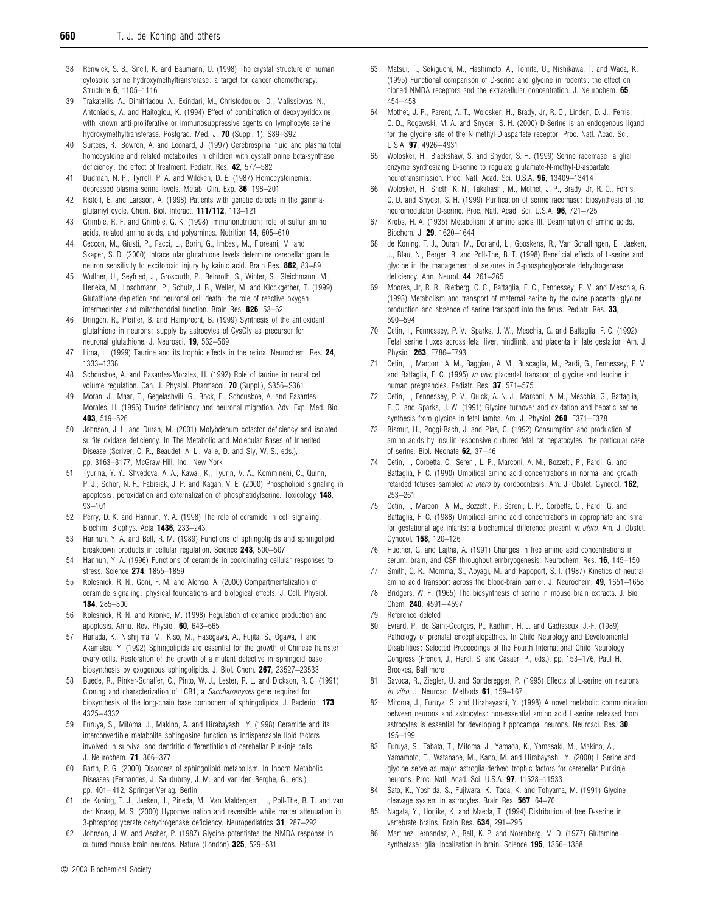38 Renwick, S. B., Snell, K. and Baumann, U. (1998) The crystal structure of human cytosolic serine hydroxymethyltransferase: a target for cancer chemotherapy. Structure **6**, 1105–1116

39 Trakatellis, A., Dimitriadou, A., Exindari, M., Christodoulou, D., Malissiovas, N., Antoniadis, A. and Haitoglou, K. (1994) Effect of combination of deoxypyridoxine with known anti-proliferative or immunosuppressive agents on lymphocyte serine hydroxymethyltransferase. Postgrad. Med. J. **70** (Suppl. 1), S89–S92

40 Surtees, R., Bowron, A. and Leonard, J. (1997) Cerebrospinal fluid and plasma total homocysteine and related metabolites in children with cystathionine beta-synthase deficiency: the effect of treatment. Pediatr. Res. **42**, 577–582

41 Dudman, N. P., Tyrrell, P. A. and Wilcken, D. E. (1987) Homocysteinemia: depressed plasma serine levels. Metab. Clin. Exp. **36**, 198–201

42 Ristoff, E. and Larsson, A. (1998) Patients with genetic defects in the gamma-glutamyl cycle. Chem. Biol. Interact. **111/112**, 113–121

43 Grimble, R. F. and Grimble, G. K. (1998) Immunonutrition: role of sulfur amino acids, related amino acids, and polyamines. Nutrition **14**, 605–610

44 Ceccon, M., Giusti, P., Facci, L., Borin, G., Imbesi, M., Floreani, M. and Skaper, S. D. (2000) Intracellular glutathione levels determine cerebellar granule neuron sensitivity to excitotoxic injury by kainic acid. Brain Res. **862**, 83–89

45 Wullner, U., Seyfried, J., Groscurth, P., Beinroth, S., Winter, S., Gleichmann, M., Heneka, M., Loschmann, P., Schulz, J. B., Weller, M. and Klockgether, T. (1999) Glutathione depletion and neuronal cell death: the role of reactive oxygen intermediates and mitochondrial function. Brain Res. **826**, 53–62

46 Dringen, R., Pfeiffer, B. and Hamprecht, B. (1999) Synthesis of the antioxidant glutathione in neurons: supply by astrocytes of CysGly as precursor for neuronal glutathione. J. Neurosci. **19**, 562–569

47 Lima, L. (1999) Taurine and its trophic effects in the retina. Neurochem. Res. **24**, 1333–1338

48 Schousboe, A. and Pasantes-Morales, H. (1992) Role of taurine in neural cell volume regulation. Can. J. Physiol. Pharmacol. **70** (Suppl.), S356–S361

49 Moran, J., Maar, T., Gegelashvili, G., Bock, E., Schousboe, A. and Pasantes-Morales, H. (1996) Taurine deficiency and neuronal migration. Adv. Exp. Med. Biol. **403**, 519–526

50 Johnson, J. L. and Duran, M. (2001) Molybdenum cofactor deficiency and isolated sulfite oxidase deficiency. In The Metabolic and Molecular Bases of Inherited Disease (Scriver, C. R., Beaudet, A. L., Valle, D. and Sly, W. S., eds.), pp. 3163–3177, McGraw-Hill, Inc., New York

51 Tyurina, Y. Y., Shvedova, A. A., Kawai, K., Tyurin, V. A., Kommineni, C., Quinn, P. J., Schor, N. F., Fabisiak, J. P. and Kagan, V. E. (2000) Phospholipid signaling in apoptosis: peroxidation and externalization of phosphatidylserine. Toxicology **148**, 93–101

52 Perry, D. K. and Hannun, Y. A. (1998) The role of ceramide in cell signaling. Biochim. Biophys. Acta **1436**, 233–243

53 Hannun, Y. A. and Bell, R. M. (1989) Functions of sphingolipids and sphingolipid breakdown products in cellular regulation. Science **243**, 500–507

54 Hannun, Y. A. (1996) Functions of ceramide in coordinating cellular responses to stress. Science **274**, 1855–1859

55 Kolesnick, R. N., Goni, F. M. and Alonso, A. (2000) Compartmentalization of ceramide signaling: physical foundations and biological effects. J. Cell. Physiol. **184**, 285–300

56 Kolesnick, R. N. and Kronke, M. (1998) Regulation of ceramide production and apoptosis. Annu. Rev. Physiol. **60**, 643–665

57 Hanada, K., Nishijima, M., Kiso, M., Hasegawa, A., Fujita, S., Ogawa, T and Akamatsu, Y. (1992) Sphingolipids are essential for the growth of Chinese hamster ovary cells. Restoration of the growth of a mutant defective in sphingoid base biosynthesis by exogenous sphingolipids. J. Biol. Chem. **267**, 23527–23533

58 Buede, R., Rinker-Schaffer, C., Pinto, W. J., Lester, R. L. and Dickson, R. C. (1991) Cloning and characterization of LCB1, a *Saccharomyces* gene required for biosynthesis of the long-chain base component of sphingolipids. J. Bacteriol. **173**, 4325–4332

59 Furuya, S., Mitoma, J., Makino, A. and Hirabayashi, Y. (1998) Ceramide and its interconvertible metabolite sphingosine function as indispensable lipid factors involved in survival and dendritic differentiation of cerebellar Purkinje cells. J. Neurochem. **71**, 366–377

60 Barth, P. G. (2000) Disorders of sphingolipid metabolism. In Inborn Metabolic Diseases (Fernandes, J, Saudubray, J. M. and van den Berghe, G., eds.), pp. 401–412, Springer-Verlag, Berlin

61 de Koning, T. J., Jaeken, J., Pineda, M., Van Maldergem, L., Poll-The, B. T. and van der Knaap, M. S. (2000) Hypomyelination and reversible white matter attenuation in 3-phosphoglycerate dehydrogenase deficiency. Neuropediatrics **31**, 287–292

62 Johnson, J. W. and Ascher, P. (1987) Glycine potentiates the NMDA response in cultured mouse brain neurons. Nature (London) **325**, 529–531

63 Matsui, T., Sekiguchi, M., Hashimoto, A., Tomita, U., Nishikawa, T. and Wada, K. (1995) Functional comparison of D-serine and glycine in rodents: the effect on cloned NMDA receptors and the extracellular concentration. J. Neurochem. **65**, 454–458

64 Mothet, J. P., Parent, A. T., Wolosker, H., Brady, Jr, R. O., Linden, D. J., Ferris, C. D., Rogawski, M. A. and Snyder, S. H. (2000) D-Serine is an endogenous ligand for the glycine site of the N-methyl-D-aspartate receptor. Proc. Natl. Acad. Sci. U.S.A. **97**, 4926–4931

65 Wolosker, H., Blackshaw, S. and Snyder, S. H. (1999) Serine racemase: a glial enzyme synthesizing D-serine to regulate glutamate-N-methyl-D-aspartate neurotransmission. Proc. Natl. Acad. Sci. U.S.A. **96**, 13409–13414

66 Wolosker, H., Sheth, K. N., Takahashi, M., Mothet, J. P., Brady, Jr, R. O., Ferris, C. D. and Snyder, S. H. (1999) Purification of serine racemase: biosynthesis of the neuromodulator D-serine. Proc. Natl. Acad. Sci. U.S.A. **96**, 721–725

67 Krebs, H. A. (1935) Metabolism of amino acids III. Deamination of amino acids. Biochem. J. **29**, 1620–1644

68 de Koning, T. J., Duran, M., Dorland, L., Gooskens, R., Van Schaftingen, E., Jaeken, J., Blau, N., Berger, R. and Poll-The, B. T. (1998) Beneficial effects of L-serine and glycine in the management of seizures in 3-phosphoglycerate dehydrogenase deficiency. Ann. Neurol. **44**, 261–265

69 Moores, Jr, R. R., Rietberg, C. C., Battaglia, F. C., Fennessey, P. V. and Meschia, G. (1993) Metabolism and transport of maternal serine by the ovine placenta: glycine production and absence of serine transport into the fetus. Pediatr. Res. **33**, 590–594

70 Cetin, I., Fennessey, P. V., Sparks, J. W., Meschia, G. and Battaglia, F. C. (1992) Fetal serine fluxes across fetal liver, hindlimb, and placenta in late gestation. Am. J. Physiol. **263**, E786–E793

71 Cetin, I., Marconi, A. M., Baggiani, A. M., Buscaglia, M., Pardi, G., Fennessey, P. V. and Battaglia, F. C. (1995) *In vivo* placental transport of glycine and leucine in human pregnancies. Pediatr. Res. **37**, 571–575

72 Cetin, I., Fennessey, P. V., Quick, A. N. J., Marconi, A. M., Meschia, G., Battaglia, F. C. and Sparks, J. W. (1991) Glycine turnover and oxidation and hepatic serine synthesis from glycine in fetal lambs. Am. J. Physiol. **260**, E371–E378

73 Bismut, H., Poggi-Bach, J. and Plas, C. (1992) Consumption and production of amino acids by insulin-responsive cultured fetal rat hepatocytes: the particular case of serine. Biol. Neonate **62**, 37–46

74 Cetin, I., Corbetta, C., Sereni, L. P., Marconi, A. M., Bozzetti, P., Pardi, G. and Battaglia, F. C. (1990) Umbilical amino acid concentrations in normal and growth-retarded fetuses sampled *in utero* by cordocentesis. Am. J. Obstet. Gynecol. **162**, 253–261

75 Cetin, I., Marconi, A. M., Bozzetti, P., Sereni, L. P., Corbetta, C., Pardi, G. and Battaglia, F. C. (1988) Umbilical amino acid concentrations in appropriate and small for gestational age infants: a biochemical difference present *in utero*. Am. J. Obstet. Gynecol. **158**, 120–126

76 Huether, G. and Lajtha, A. (1991) Changes in free amino acid concentrations in serum, brain, and CSF throughout embryogenesis. Neurochem. Res. **16**, 145–150

77 Smith, Q. R., Momma, S., Aoyagi, M. and Rapoport, S. I. (1987) Kinetics of neutral amino acid transport across the blood-brain barrier. J. Neurochem. **49**, 1651–1658

78 Bridgers, W. F. (1965) The biosynthesis of serine in mouse brain extracts. J. Biol. Chem. **240**, 4591–4597

79 Reference deleted

80 Evrard, P., de Saint-Georges, P., Kadhim, H. J. and Gadisseux, J.-F. (1989) Pathology of prenatal encephalopathies. In Child Neurology and Developmental Disabilities: Selected Proceedings of the Fourth International Child Neurology Congress (French, J., Harel, S. and Casaer, P., eds.), pp. 153–176, Paul H. Brookes, Baltimore

81 Savoca, R., Ziegler, U. and Sonderegger, P. (1995) Effects of L-serine on neurons *in vitro*. J. Neurosci. Methods **61**, 159–167

82 Mitoma, J., Furuya, S. and Hirabayashi, Y. (1998) A novel metabolic communication between neurons and astrocytes: non-essential amino acid L-serine released from astrocytes is essential for developing hippocampal neurons. Neurosci. Res. **30**, 195–199

83 Furuya, S., Tabata, T., Mitoma, J., Yamada, K., Yamasaki, M., Makino, A., Yamamoto, T., Watanabe, M., Kano, M. and Hirabayashi, Y. (2000) L-Serine and glycine serve as major astroglia-derived trophic factors for cerebellar Purkinje neurons. Proc. Natl. Acad. Sci. U.S.A. **97**, 11528–11533

84 Sato, K., Yoshida, S., Fujiwara, K., Tada, K. and Tohyama, M. (1991) Glycine cleavage system in astrocytes. Brain Res. **567**, 64–70

85 Nagata, Y., Horiike, K. and Maeda, T. (1994) Distribution of free D-serine in vertebrate brains. Brain Res. **634**, 291–295

86 Martinez-Hernandez, A., Bell, K. P. and Norenberg, M. D. (1977) Glutamine synthetase: glial localization in brain. Science **195**, 1356–1358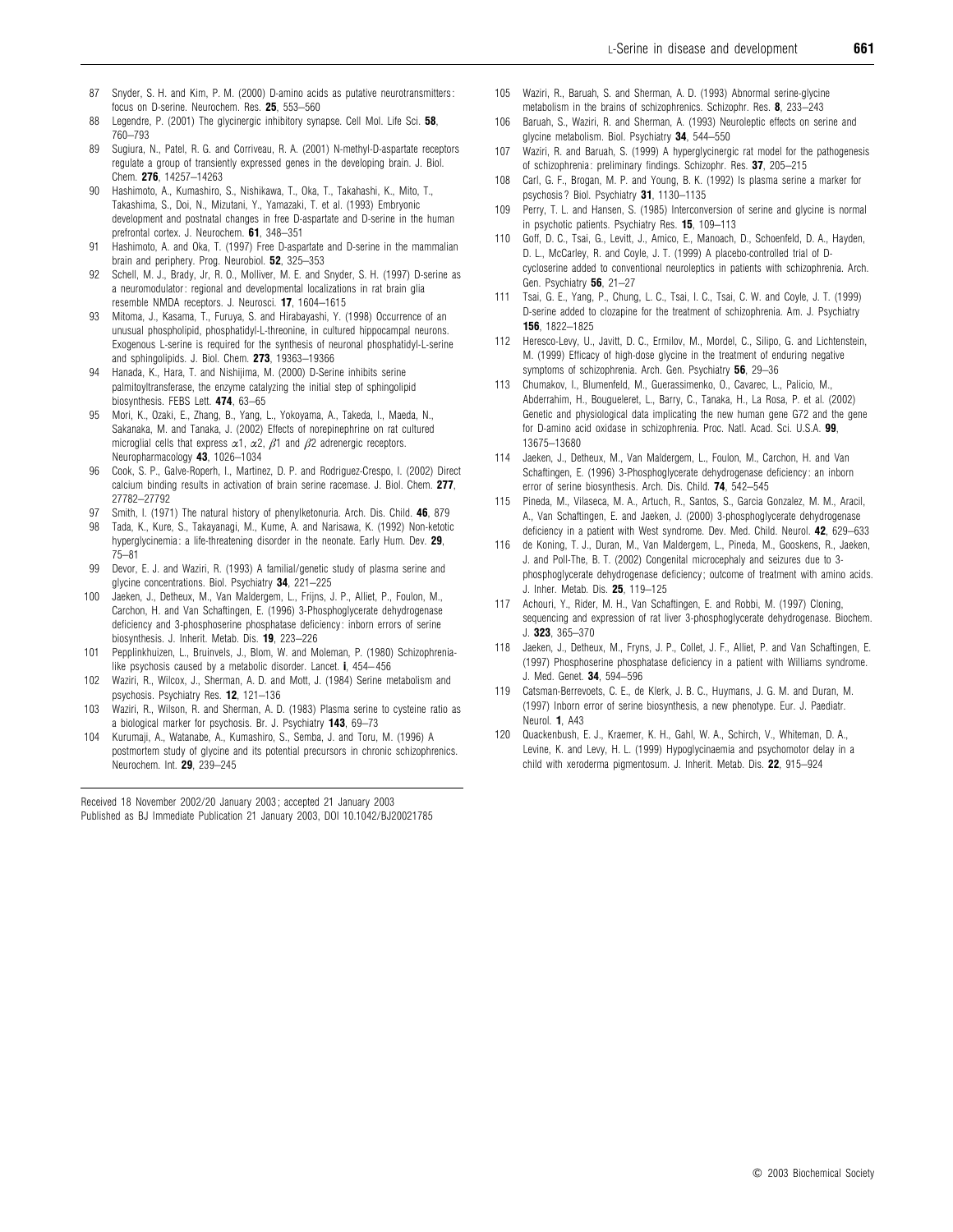87 Snyder, S. H. and Kim, P. M. (2000) D-amino acids as putative neurotransmitters: focus on D-serine. Neurochem. Res. **25**, 553–560

88 Legendre, P. (2001) The glycinergic inhibitory synapse. Cell Mol. Life Sci. **58**, 760–793

89 Sugiura, N., Patel, R. G. and Corriveau, R. A. (2001) N-methyl-D-aspartate receptors regulate a group of transiently expressed genes in the developing brain. J. Biol. Chem. **276**, 14257–14263

90 Hashimoto, A., Kumashiro, S., Nishikawa, T., Oka, T., Takahashi, K., Mito, T., Takashima, S., Doi, N., Mizutani, Y., Yamazaki, T. et al. (1993) Embryonic development and postnatal changes in free D-aspartate and D-serine in the human prefrontal cortex. J. Neurochem. **61**, 348–351

91 Hashimoto, A. and Oka, T. (1997) Free D-aspartate and D-serine in the mammalian brain and periphery. Prog. Neurobiol. **52**, 325–353

92 Schell, M. J., Brady, Jr, R. O., Molliver, M. E. and Snyder, S. H. (1997) D-serine as a neuromodulator: regional and developmental localizations in rat brain glia resemble NMDA receptors. J. Neurosci. **17**, 1604–1615

93 Mitoma, J., Kasama, T., Furuya, S. and Hirabayashi, Y. (1998) Occurrence of an unusual phospholipid, phosphatidyl-L-threonine, in cultured hippocampal neurons. Exogenous L-serine is required for the synthesis of neuronal phosphatidyl-L-serine and sphingolipids. J. Biol. Chem. **273**, 19363–19366

94 Hanada, K., Hara, T. and Nishijima, M. (2000) D-Serine inhibits serine palmitoyltransferase, the enzyme catalyzing the initial step of sphingolipid biosynthesis. FEBS Lett. **474**, 63–65

95 Mori, K., Ozaki, E., Zhang, B., Yang, L., Yokoyama, A., Takeda, I., Maeda, N., Sakanaka, M. and Tanaka, J. (2002) Effects of norepinephrine on rat cultured microglial cells that express $\alpha$1, $\alpha$2, $\beta$1 and $\beta$2 adrenergic receptors. Neuropharmacology **43**, 1026–1034

96 Cook, S. P., Galve-Roperh, I., Martinez, D. P. and Rodriguez-Crespo, I. (2002) Direct calcium binding results in activation of brain serine racemase. J. Biol. Chem. **277**, 27782–27792

97 Smith, I. (1971) The natural history of phenylketonuria. Arch. Dis. Child. **46**, 879

98 Tada, K., Kure, S., Takayanagi, M., Kume, A. and Narisawa, K. (1992) Non-ketotic hyperglycinemia: a life-threatening disorder in the neonate. Early Hum. Dev. **29**, 75–81

99 Devor, E. J. and Waziri, R. (1993) A familial/genetic study of plasma serine and glycine concentrations. Biol. Psychiatry **34**, 221–225

100 Jaeken, J., Detheux, M., Van Maldergem, L., Frijns, J. P., Alliet, P., Foulon, M., Carchon, H. and Van Schaftingen, E. (1996) 3-Phosphoglycerate dehydrogenase deficiency and 3-phosphoserine phosphatase deficiency: inborn errors of serine biosynthesis. J. Inherit. Metab. Dis. **19**, 223–226

101 Pepplinkhuizen, L., Bruinvels, J., Blom, W. and Moleman, P. (1980) Schizophrenia-like psychosis caused by a metabolic disorder. Lancet. **i**, 454–456

102 Waziri, R., Wilcox, J., Sherman, A. D. and Mott, J. (1984) Serine metabolism and psychosis. Psychiatry Res. **12**, 121–136

103 Waziri, R., Wilson, R. and Sherman, A. D. (1983) Plasma serine to cysteine ratio as a biological marker for psychosis. Br. J. Psychiatry **143**, 69–73

104 Kurumaji, A., Watanabe, A., Kumashiro, S., Semba, J. and Toru, M. (1996) A postmortem study of glycine and its potential precursors in chronic schizophrenics. Neurochem. Int. **29**, 239–245

105 Waziri, R., Baruah, S. and Sherman, A. D. (1993) Abnormal serine-glycine metabolism in the brains of schizophrenics. Schizophr. Res. **8**, 233–243

106 Baruah, S., Waziri, R. and Sherman, A. (1993) Neuroleptic effects on serine and glycine metabolism. Biol. Psychiatry **34**, 544–550

107 Waziri, R. and Baruah, S. (1999) A hyperglycinergic rat model for the pathogenesis of schizophrenia: preliminary findings. Schizophr. Res. **37**, 205–215

108 Carl, G. F., Brogan, M. P. and Young, B. K. (1992) Is plasma serine a marker for psychosis? Biol. Psychiatry **31**, 1130–1135

109 Perry, T. L. and Hansen, S. (1985) Interconversion of serine and glycine is normal in psychotic patients. Psychiatry Res. **15**, 109–113

110 Goff, D. C., Tsai, G., Levitt, J., Amico, E., Manoach, D., Schoenfeld, D. A., Hayden, D. L., McCarley, R. and Coyle, J. T. (1999) A placebo-controlled trial of D-cycloserine added to conventional neuroleptics in patients with schizophrenia. Arch. Gen. Psychiatry **56**, 21–27

111 Tsai, G. E., Yang, P., Chung, L. C., Tsai, I. C., Tsai, C. W. and Coyle, J. T. (1999) D-serine added to clozapine for the treatment of schizophrenia. Am. J. Psychiatry **156**, 1822–1825

112 Heresco-Levy, U., Javitt, D. C., Ermilov, M., Mordel, C., Silipo, G. and Lichtenstein, M. (1999) Efficacy of high-dose glycine in the treatment of enduring negative symptoms of schizophrenia. Arch. Gen. Psychiatry **56**, 29–36

113 Chumakov, I., Blumenfeld, M., Guerassimenko, O., Cavarec, L., Palicio, M., Abderrahim, H., Bougueleret, L., Barry, C., Tanaka, H., La Rosa, P. et al. (2002) Genetic and physiological data implicating the new human gene G72 and the gene for D-amino acid oxidase in schizophrenia. Proc. Natl. Acad. Sci. U.S.A. **99**, 13675–13680

114 Jaeken, J., Detheux, M., Van Maldergem, L., Foulon, M., Carchon, H. and Van Schaftingen, E. (1996) 3-Phosphoglycerate dehydrogenase deficiency: an inborn error of serine biosynthesis. Arch. Dis. Child. **74**, 542–545

115 Pineda, M., Vilaseca, M. A., Artuch, R., Santos, S., Garcia Gonzalez, M. M., Aracil, A., Van Schaftingen, E. and Jaeken, J. (2000) 3-phosphoglycerate dehydrogenase deficiency in a patient with West syndrome. Dev. Med. Child. Neurol. **42**, 629–633

116 de Koning, T. J., Duran, M., Van Maldergem, L., Pineda, M., Gooskens, R., Jaeken, J. and Poll-The, B. T. (2002) Congenital microcephaly and seizures due to 3-phosphoglycerate dehydrogenase deficiency; outcome of treatment with amino acids. J. Inher. Metab. Dis. **25**, 119–125

117 Achouri, Y., Rider, M. H., Van Schaftingen, E. and Robbi, M. (1997) Cloning, sequencing and expression of rat liver 3-phosphoglycerate dehydrogenase. Biochem. J. **323**, 365–370

118 Jaeken, J., Detheux, M., Fryns, J. P., Collet, J. F., Alliet, P. and Van Schaftingen, E. (1997) Phosphoserine phosphatase deficiency in a patient with Williams syndrome. J. Med. Genet. **34**, 594–596

119 Catsman-Berrevoets, C. E., de Klerk, J. B. C., Huymans, J. G. M. and Duran, M. (1997) Inborn error of serine biosynthesis, a new phenotype. Eur. J. Paediatr. Neurol. **1**, A43

120 Quackenbush, E. J., Kraemer, K. H., Gahl, W. A., Schirch, V., Whiteman, D. A., Levine, K. and Levy, H. L. (1999) Hypoglycinaemia and psychomotor delay in a child with xeroderma pigmentosum. J. Inherit. Metab. Dis. **22**, 915–924

Received 18 November 2002/20 January 2003; accepted 21 January 2003
Published as BJ Immediate Publication 21 January 2003, DOI 10.1042/BJ20021785